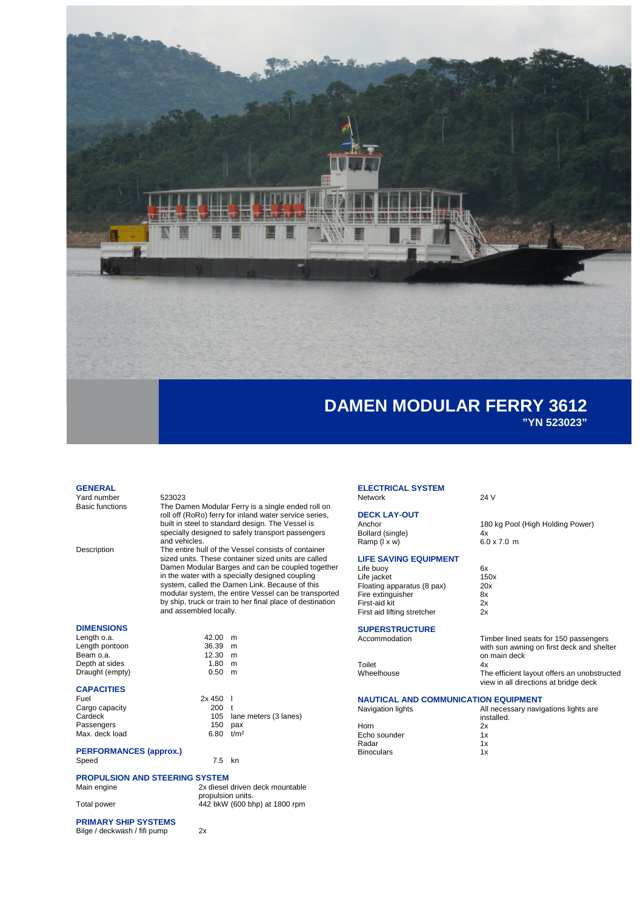# DAMEN MODULAR FERRY 3612

**"YN 523023"**

## GENERAL

| | |
|---|---|
| Yard number | 523023 |
| Basic functions | The Damen Modular Ferry is a single ended roll on roll off (RoRo) ferry for inland water service series, built in steel to standard design. The Vessel is specially designed to safely transport passengers and vehicles. |
| Description | The entire hull of the Vessel consists of container sized units. These container sized units are called Damen Modular Barges and can be coupled together in the water with a specially designed coupling system, called the Damen Link. Because of this modular system, the entire Vessel can be transported by ship, truck or train to her final place of destination and assembled locally. |

## DIMENSIONS

| | | |
|---|---|---|
| Length o.a. | 42.00 | m |
| Length pontoon | 36.39 | m |
| Beam o.a. | 12.30 | m |
| Depth at sides | 1.80 | m |
| Draught (empty) | 0.50 | m |

## CAPACITIES

| | | |
|---|---|---|
| Fuel | 2x 450 | l |
| Cargo capacity | 200 | t |
| Cardeck | 105 | lane meters (3 lanes) |
| Passengers | 150 | pax |
| Max. deck load | 6.80 | t/m² |

## PERFORMANCES (approx.)

| | | |
|---|---|---|
| Speed | 7.5 | kn |

## PROPULSION AND STEERING SYSTEM

| | |
|---|---|
| Main engine | 2x diesel driven deck mountable propulsion units. |
| Total power | 442 bkW (600 bhp) at 1800 rpm |

## PRIMARY SHIP SYSTEMS

| | |
|---|---|
| Bilge / deckwash / fifi pump | 2x |

## ELECTRICAL SYSTEM

| | |
|---|---|
| Network | 24 V |

## DECK LAY-OUT

| | |
|---|---|
| Anchor | 180 kg Pool (High Holding Power) |
| Bollard (single) | 4x |
| Ramp (l x w) | 6.0 x 7.0 m |

## LIFE SAVING EQUIPMENT

| | |
|---|---|
| Life buoy | 6x |
| Life jacket | 150x |
| Floating apparatus (8 pax) | 20x |
| Fire extinguisher | 8x |
| First-aid kit | 2x |
| First aid lifting stretcher | 2x |

## SUPERSTRUCTURE

| | |
|---|---|
| Accommodation | Timber lined seats for 150 passengers with sun awning on first deck and shelter on main deck |
| Toilet | 4x |
| Wheelhouse | The efficient layout offers an unobstructed view in all directions at bridge deck |

## NAUTICAL AND COMMUNICATION EQUIPMENT

| | |
|---|---|
| Navigation lights | All necessary navigations lights are installed. |
| Horn | 2x |
| Echo sounder | 1x |
| Radar | 1x |
| Binoculars | 1x |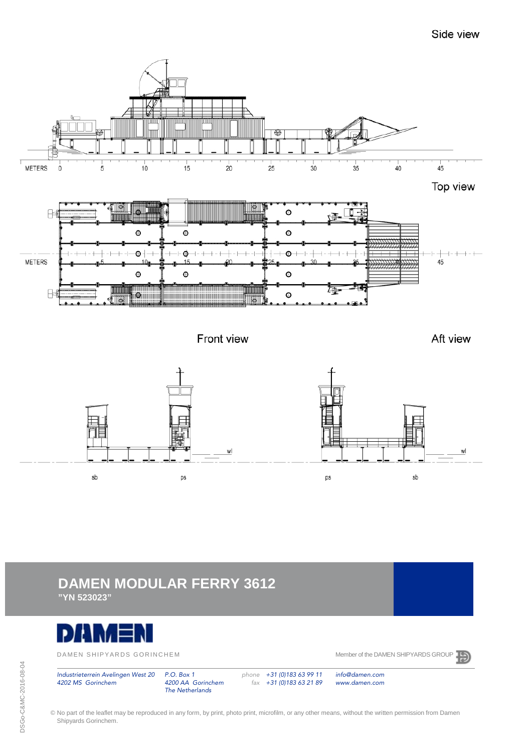Side view

METERS 0 5 10 15 20 25 30 35 40 45

Top view

METERS 5 10 15 20 25 30 35 40 45

Front view

Aft view

wl

sb ps

wl

ps sb

# DAMEN MODULAR FERRY 3612

**"YN 523023"**

DAMEN SHIPYARDS GORINCHEM

Member of the DAMEN SHIPYARDS GROUP

*Industrieterrein Avelingen West 20*
*4202 MS Gorinchem*

*P.O. Box 1*
*4200 AA Gorinchem*
*The Netherlands*

*phone +31 (0)183 63 99 11*
*fax +31 (0)183 63 21 89*

*info@damen.com*
*www.damen.com*

© No part of the leaflet may be reproduced in any form, by print, photo print, microfilm, or any other means, without the written permission from Damen Shipyards Gorinchem.

DSGo-C&MC-2016-08-04